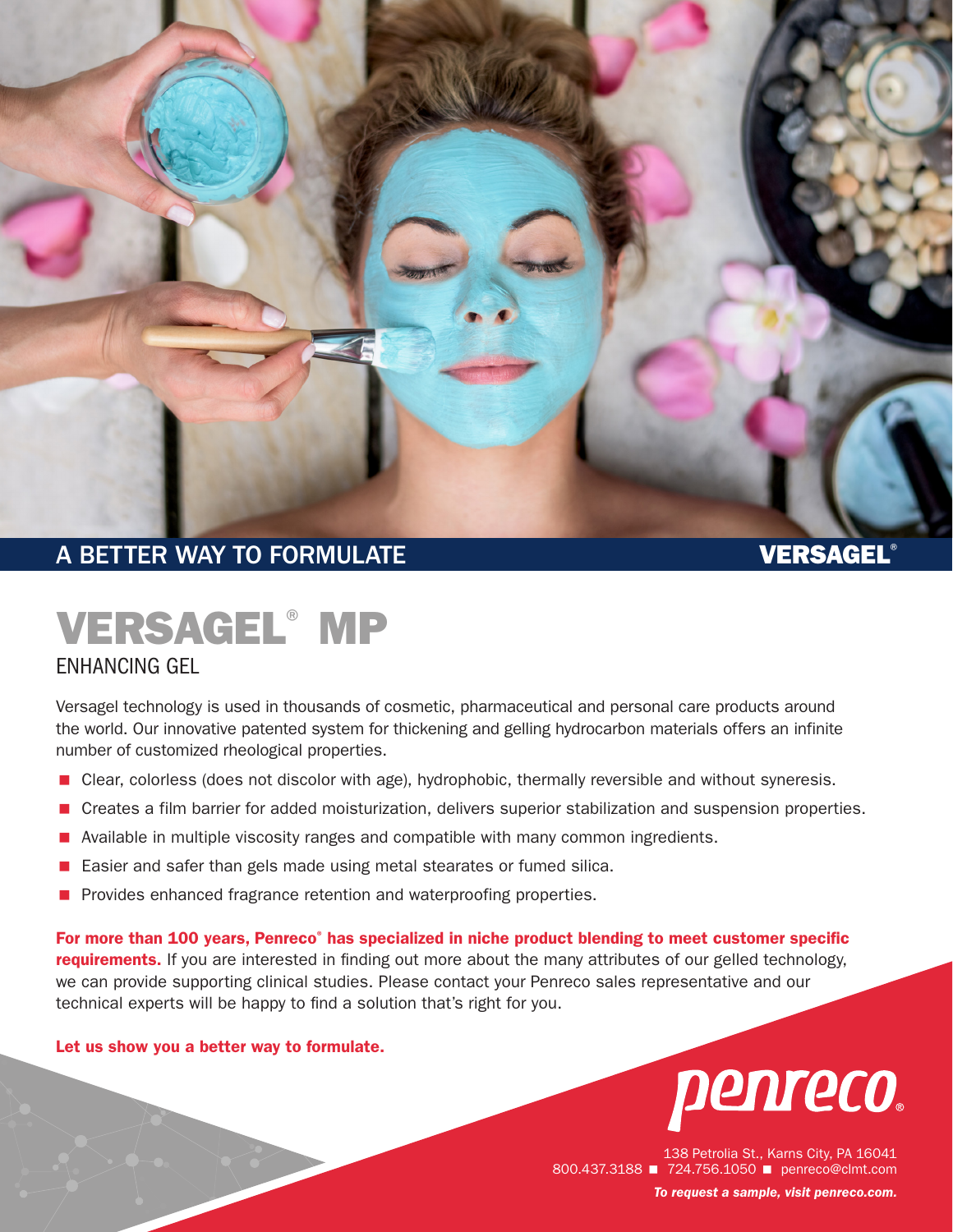A BETTER WAY TO FORMULATE

VERSAGEL®

# VERSAGEL® MP

## ENHANCING GEL

Versagel technology is used in thousands of cosmetic, pharmaceutical and personal care products around the world. Our innovative patented system for thickening and gelling hydrocarbon materials offers an infinite number of customized rheological properties.

- Clear, colorless (does not discolor with age), hydrophobic, thermally reversible and without syneresis.
- Creates a film barrier for added moisturization, delivers superior stabilization and suspension properties.
- Available in multiple viscosity ranges and compatible with many common ingredients.
- Easier and safer than gels made using metal stearates or fumed silica.
- Provides enhanced fragrance retention and waterproofing properties.

**For more than 100 years, Penreco® has specialized in niche product blending to meet customer specific requirements.** If you are interested in finding out more about the many attributes of our gelled technology, we can provide supporting clinical studies. Please contact your Penreco sales representative and our technical experts will be happy to find a solution that's right for you.

**Let us show you a better way to formulate.**

penreco®

138 Petrolia St., Karns City, PA 16041
800.437.3188 ■ 724.756.1050 ■ penreco@clmt.com

***To request a sample, visit penreco.com.***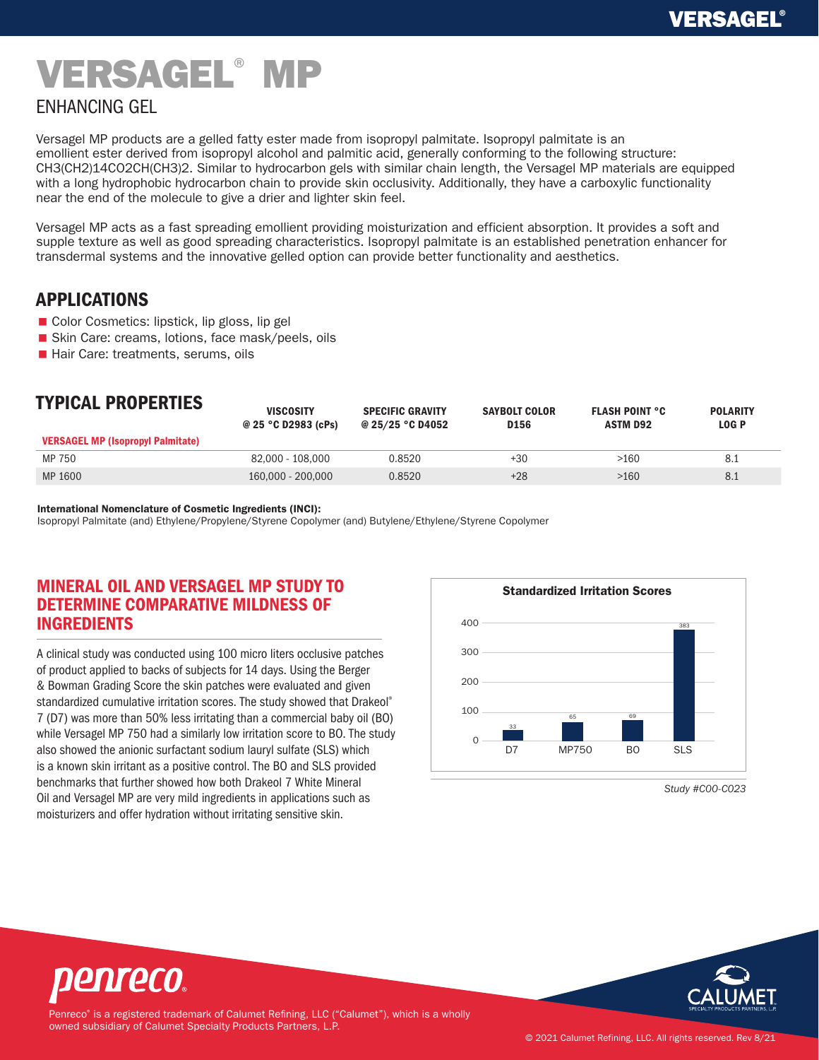# VERSAGEL® MP

## ENHANCING GEL

Versagel MP products are a gelled fatty ester made from isopropyl palmitate. Isopropyl palmitate is an emollient ester derived from isopropyl alcohol and palmitic acid, generally conforming to the following structure: $CH_3(CH_2)_{14}CO_2CH(CH_3)_2$. Similar to hydrocarbon gels with similar chain length, the Versagel MP materials are equipped with a long hydrophobic hydrocarbon chain to provide skin occlusivity. Additionally, they have a carboxylic functionality near the end of the molecule to give a drier and lighter skin feel.

Versagel MP acts as a fast spreading emollient providing moisturization and efficient absorption. It provides a soft and supple texture as well as good spreading characteristics. Isopropyl palmitate is an established penetration enhancer for transdermal systems and the innovative gelled option can provide better functionality and aesthetics.

## APPLICATIONS

- Color Cosmetics: lipstick, lip gloss, lip gel
- Skin Care: creams, lotions, face mask/peels, oils
- Hair Care: treatments, serums, oils

## TYPICAL PROPERTIES

| VERSAGEL MP (Isopropyl Palmitate) | VISCOSITY @ 25 °C D2983 (cPs) | SPECIFIC GRAVITY @ 25/25 °C D4052 | SAYBOLT COLOR D156 | FLASH POINT °C ASTM D92 | POLARITY LOG P |
|---|---|---|---|---|---|
| MP 750 | 82,000 - 108,000 | 0.8520 | +30 | >160 | 8.1 |
| MP 1600 | 160,000 - 200,000 | 0.8520 | +28 | >160 | 8.1 |

**International Nomenclature of Cosmetic Ingredients (INCI):**
Isopropyl Palmitate (and) Ethylene/Propylene/Styrene Copolymer (and) Butylene/Ethylene/Styrene Copolymer

## MINERAL OIL AND VERSAGEL MP STUDY TO DETERMINE COMPARATIVE MILDNESS OF INGREDIENTS

A clinical study was conducted using 100 micro liters occlusive patches of product applied to backs of subjects for 14 days. Using the Berger & Bowman Grading Score the skin patches were evaluated and given standardized cumulative irritation scores. The study showed that Drakeol® 7 (D7) was more than 50% less irritating than a commercial baby oil (BO) while Versagel MP 750 had a similarly low irritation score to BO. The study also showed the anionic surfactant sodium lauryl sulfate (SLS) which is a known skin irritant as a positive control. The BO and SLS provided benchmarks that further showed how both Drakeol 7 White Mineral Oil and Versagel MP are very mild ingredients in applications such as moisturizers and offer hydration without irritating sensitive skin.

Standardized Irritation Scores

400
300
200
100
0

33
65
69
383

D7
MP750
BO
SLS

*Study #C00-C023*

Penreco® is a registered trademark of Calumet Refining, LLC ("Calumet"), which is a wholly owned subsidiary of Calumet Specialty Products Partners, L.P.

© 2021 Calumet Refining, LLC. All rights reserved. Rev 8/21